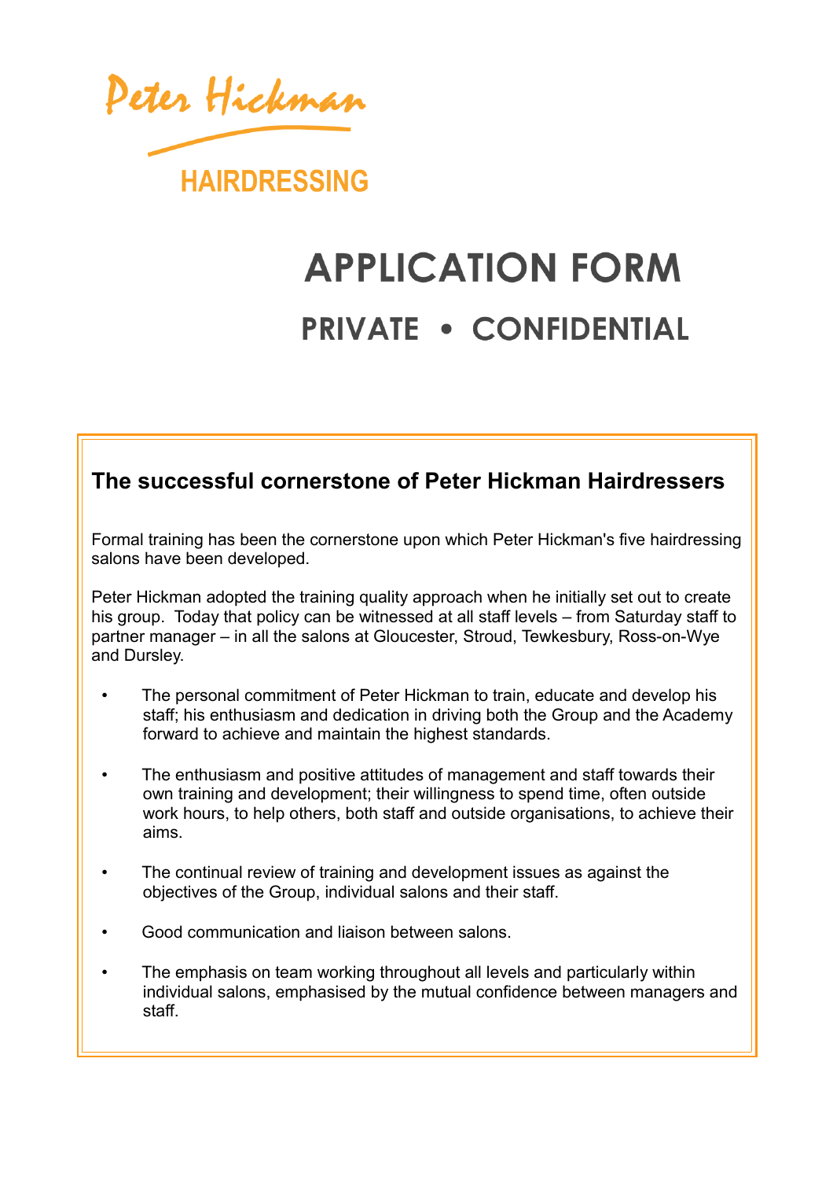Peter Hickman

HAIRDRESSING

# APPLICATION FORM

## PRIVATE • CONFIDENTIAL

### The successful cornerstone of Peter Hickman Hairdressers

Formal training has been the cornerstone upon which Peter Hickman's five hairdressing salons have been developed.

Peter Hickman adopted the training quality approach when he initially set out to create his group. Today that policy can be witnessed at all staff levels – from Saturday staff to partner manager – in all the salons at Gloucester, Stroud, Tewkesbury, Ross-on-Wye and Dursley.

- The personal commitment of Peter Hickman to train, educate and develop his staff; his enthusiasm and dedication in driving both the Group and the Academy forward to achieve and maintain the highest standards.
- The enthusiasm and positive attitudes of management and staff towards their own training and development; their willingness to spend time, often outside work hours, to help others, both staff and outside organisations, to achieve their aims.
- The continual review of training and development issues as against the objectives of the Group, individual salons and their staff.
- Good communication and liaison between salons.
- The emphasis on team working throughout all levels and particularly within individual salons, emphasised by the mutual confidence between managers and staff.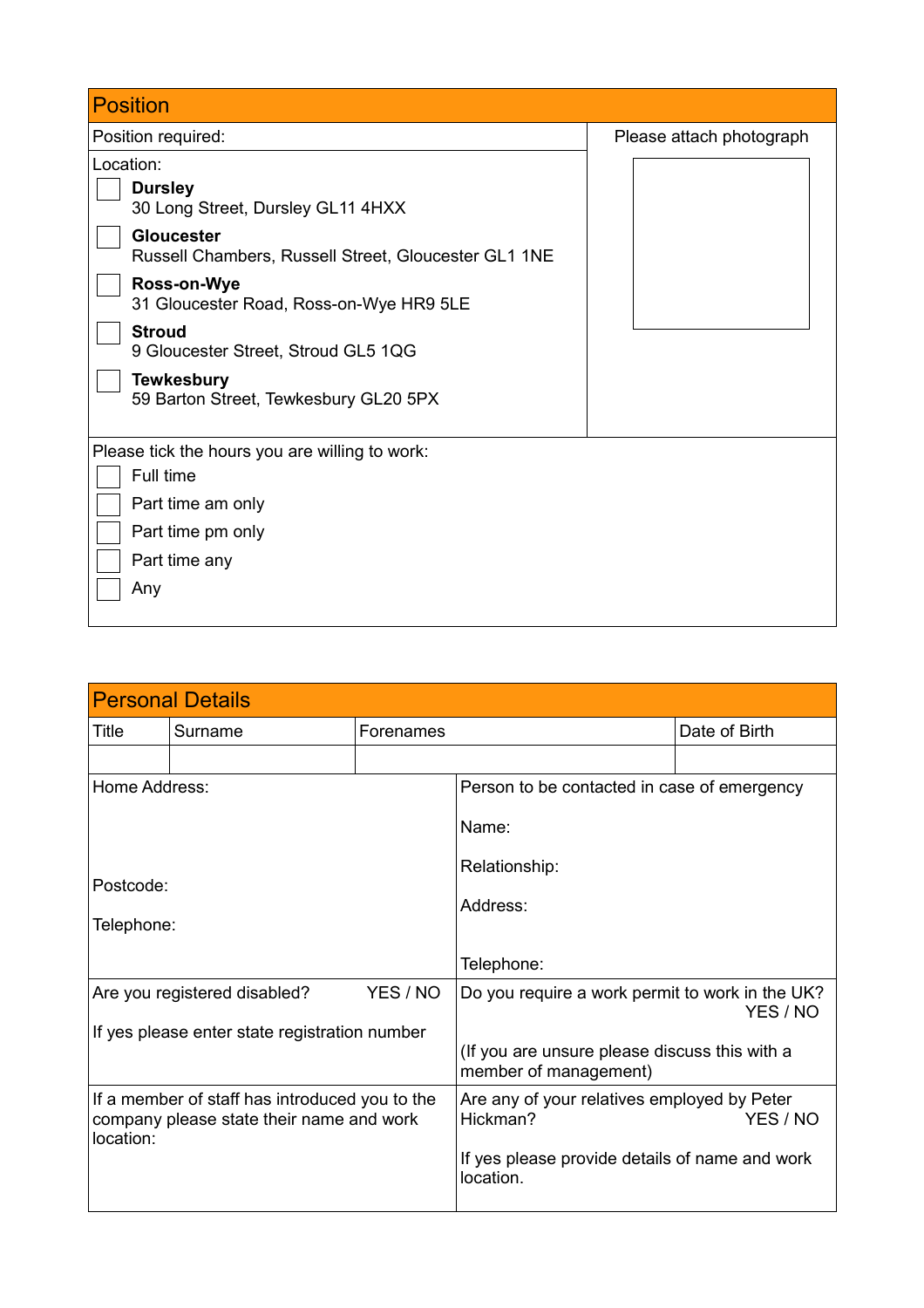## Position

Position required:

Please attach photograph

Location:

- [ ] **Dursley**
  30 Long Street, Dursley GL11 4HXX
- [ ] **Gloucester**
  Russell Chambers, Russell Street, Gloucester GL1 1NE
- [ ] **Ross-on-Wye**
  31 Gloucester Road, Ross-on-Wye HR9 5LE
- [ ] **Stroud**
  9 Gloucester Street, Stroud GL5 1QG
- [ ] **Tewkesbury**
  59 Barton Street, Tewkesbury GL20 5PX

Please tick the hours you are willing to work:

- [ ] Full time
- [ ] Part time am only
- [ ] Part time pm only
- [ ] Part time any
- [ ] Any

## Personal Details

| Title | Surname | Forenames | Date of Birth |
|---|---|---|---|
| | | | |

| | |
|---|---|
| Home Address:<br><br>Postcode:<br><br>Telephone: | Person to be contacted in case of emergency<br><br>Name:<br><br>Relationship:<br><br>Address:<br><br>Telephone: |
| Are you registered disabled? YES / NO<br><br>If yes please enter state registration number | Do you require a work permit to work in the UK? YES / NO<br><br>(If you are unsure please discuss this with a member of management) |
| If a member of staff has introduced you to the company please state their name and work location: | Are any of your relatives employed by Peter Hickman? YES / NO<br><br>If yes please provide details of name and work location. |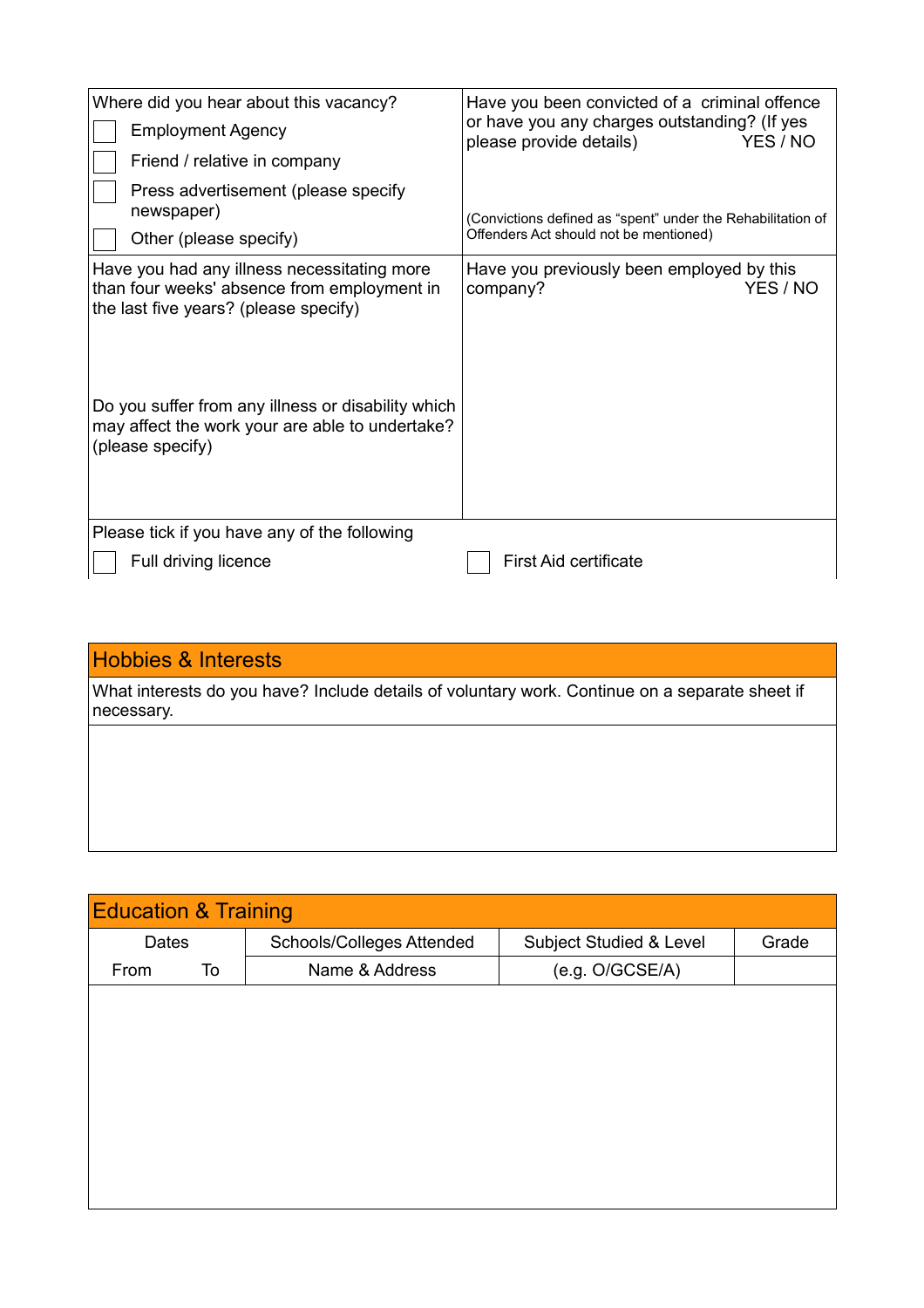| Where did you hear about this vacancy?<br>☐ Employment Agency<br>☐ Friend / relative in company<br>☐ Press advertisement (please specify newspaper)<br>☐ Other (please specify) | Have you been convicted of a criminal offence or have you any charges outstanding? (If yes please provide details) YES / NO<br><br>(Convictions defined as "spent" under the Rehabilitation of Offenders Act should not be mentioned) |
|---|---|
| Have you had any illness necessitating more than four weeks' absence from employment in the last five years? (please specify)<br><br>Do you suffer from any illness or disability which may affect the work your are able to undertake? (please specify) | Have you previously been employed by this company? YES / NO |
| Please tick if you have any of the following<br>☐ Full driving licence | ☐ First Aid certificate |

## Hobbies & Interests

What interests do you have? Include details of voluntary work. Continue on a separate sheet if necessary.

## Education & Training

| Dates | | Schools/Colleges Attended | Subject Studied & Level | Grade |
|---|---|---|---|---|
| From | To | Name & Address | (e.g. O/GCSE/A) | |
| | | | | |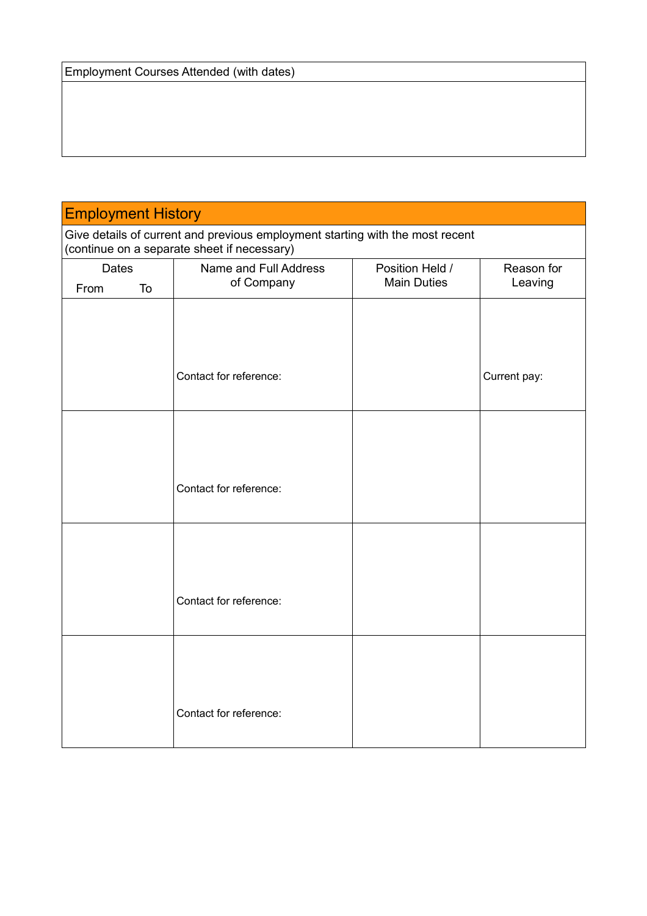| Employment Courses Attended (with dates) |
| --- |
| |

## Employment History

Give details of current and previous employment starting with the most recent
(continue on a separate sheet if necessary)

| Dates<br>From To | Name and Full Address of Company | Position Held / Main Duties | Reason for Leaving |
| --- | --- | --- | --- |
| | Contact for reference: | | Current pay: |
| | Contact for reference: | | |
| | Contact for reference: | | |
| | Contact for reference: | | |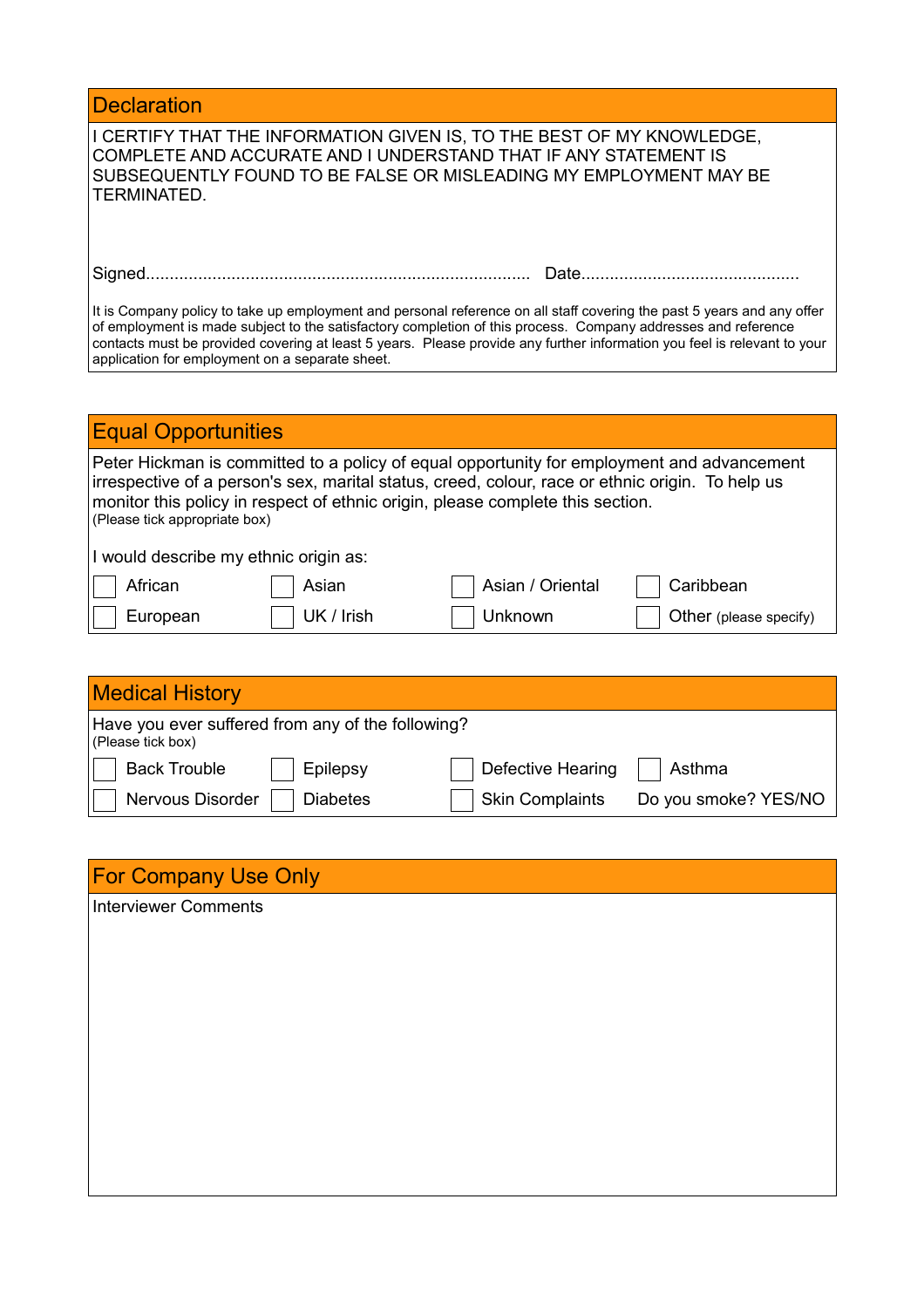## Declaration

I CERTIFY THAT THE INFORMATION GIVEN IS, TO THE BEST OF MY KNOWLEDGE, COMPLETE AND ACCURATE AND I UNDERSTAND THAT IF ANY STATEMENT IS SUBSEQUENTLY FOUND TO BE FALSE OR MISLEADING MY EMPLOYMENT MAY BE TERMINATED.

Signed................................................................................ Date.............................................

It is Company policy to take up employment and personal reference on all staff covering the past 5 years and any offer of employment is made subject to the satisfactory completion of this process. Company addresses and reference contacts must be provided covering at least 5 years. Please provide any further information you feel is relevant to your application for employment on a separate sheet.

## Equal Opportunities

Peter Hickman is committed to a policy of equal opportunity for employment and advancement irrespective of a person's sex, marital status, creed, colour, race or ethnic origin. To help us monitor this policy in respect of ethnic origin, please complete this section.
(Please tick appropriate box)

I would describe my ethnic origin as:

| | | | |
|---|---|---|---|
| ☐ African | ☐ Asian | ☐ Asian / Oriental | ☐ Caribbean |
| ☐ European | ☐ UK / Irish | ☐ Unknown | ☐ Other (please specify) |

## Medical History

Have you ever suffered from any of the following?
(Please tick box)

| | | | |
|---|---|---|---|
| ☐ Back Trouble | ☐ Epilepsy | ☐ Defective Hearing | ☐ Asthma |
| ☐ Nervous Disorder | ☐ Diabetes | ☐ Skin Complaints | Do you smoke? YES/NO |

## For Company Use Only

Interviewer Comments